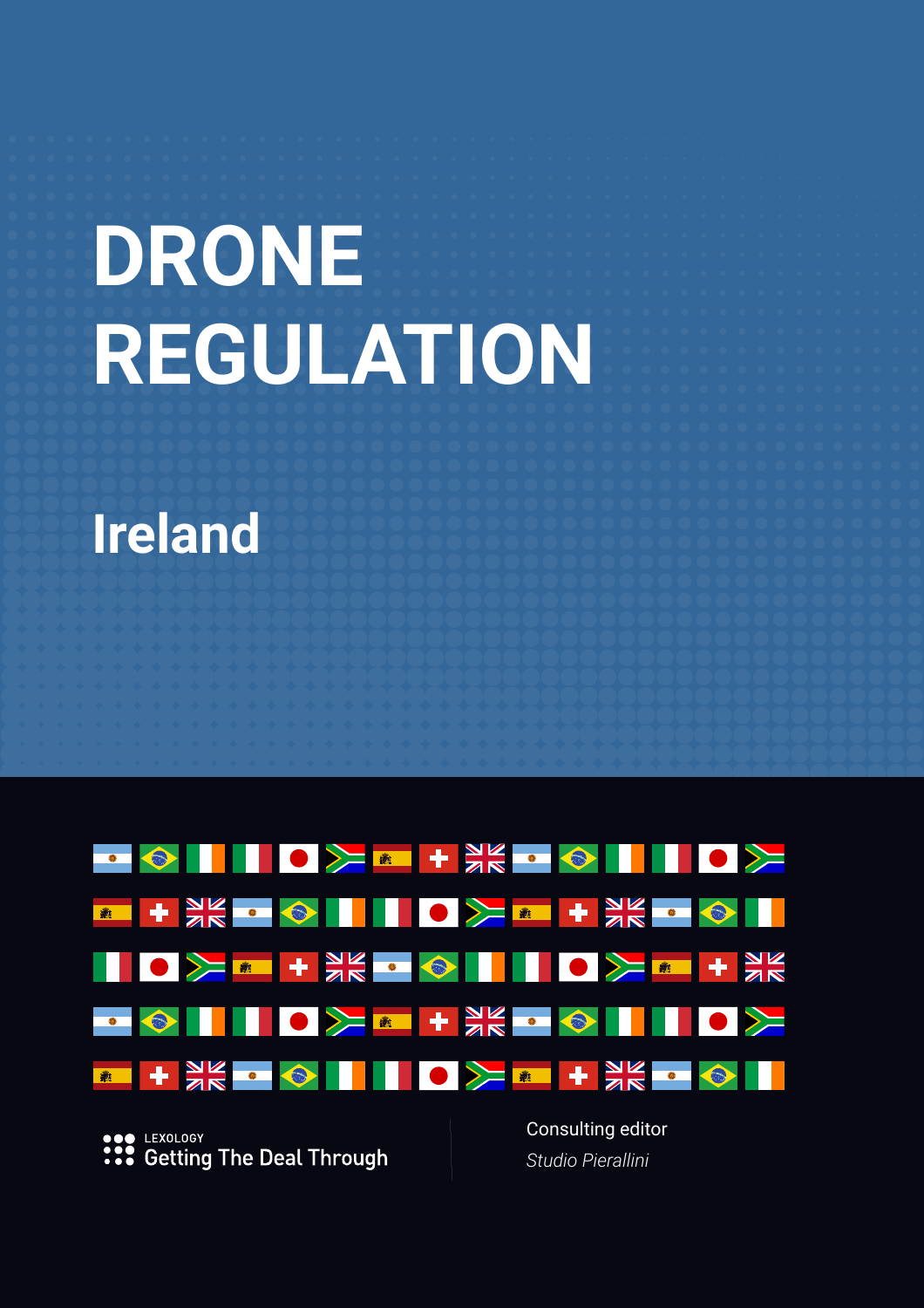# DRONE REGULATION

## Ireland

LEXOLOGY
Getting The Deal Through

Consulting editor
*Studio Pierallini*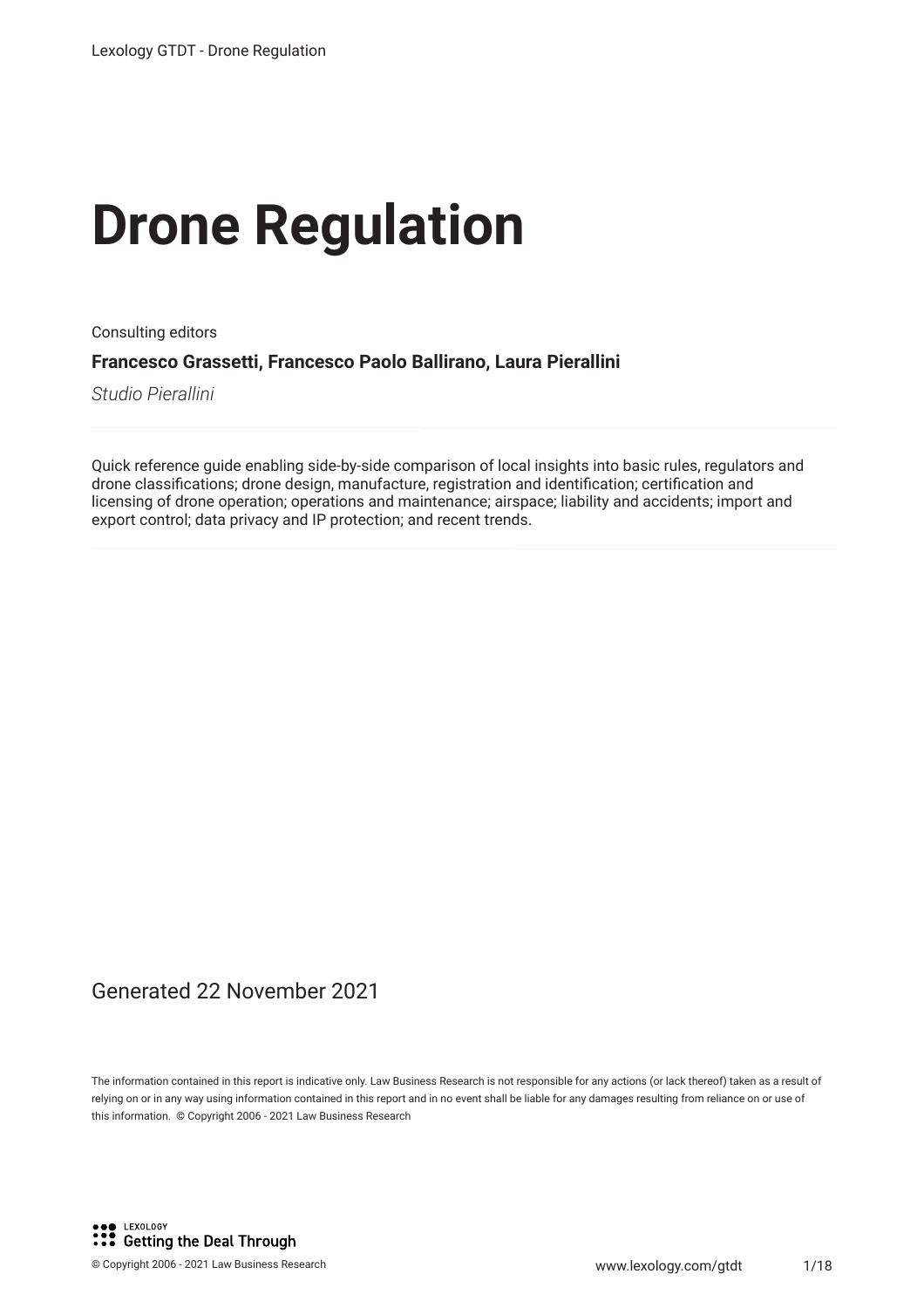# Drone Regulation

Consulting editors

**Francesco Grassetti, Francesco Paolo Ballirano, Laura Pierallini**

*Studio Pierallini*

Quick reference guide enabling side-by-side comparison of local insights into basic rules, regulators and drone classifications; drone design, manufacture, registration and identification; certification and licensing of drone operation; operations and maintenance; airspace; liability and accidents; import and export control; data privacy and IP protection; and recent trends.

Generated 22 November 2021

The information contained in this report is indicative only. Law Business Research is not responsible for any actions (or lack thereof) taken as a result of relying on or in any way using information contained in this report and in no event shall be liable for any damages resulting from reliance on or use of this information. © Copyright 2006 - 2021 Law Business Research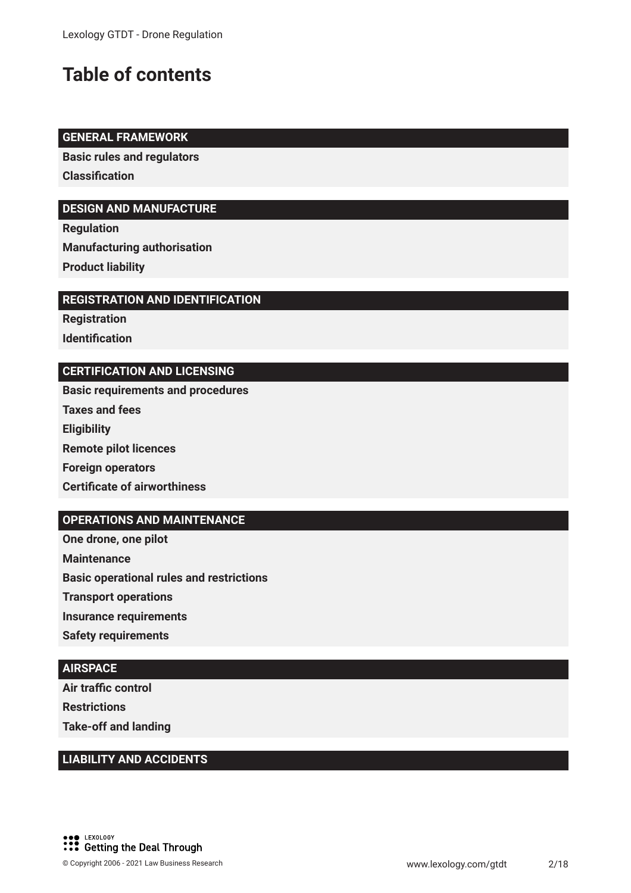# Table of contents

## GENERAL FRAMEWORK

**Basic rules and regulators**

**Classification**

## DESIGN AND MANUFACTURE

**Regulation**

**Manufacturing authorisation**

**Product liability**

## REGISTRATION AND IDENTIFICATION

**Registration**

**Identification**

## CERTIFICATION AND LICENSING

**Basic requirements and procedures**

**Taxes and fees**

**Eligibility**

**Remote pilot licences**

**Foreign operators**

**Certificate of airworthiness**

## OPERATIONS AND MAINTENANCE

**One drone, one pilot**

**Maintenance**

**Basic operational rules and restrictions**

**Transport operations**

**Insurance requirements**

**Safety requirements**

## AIRSPACE

**Air traffic control**

**Restrictions**

**Take-off and landing**

## LIABILITY AND ACCIDENTS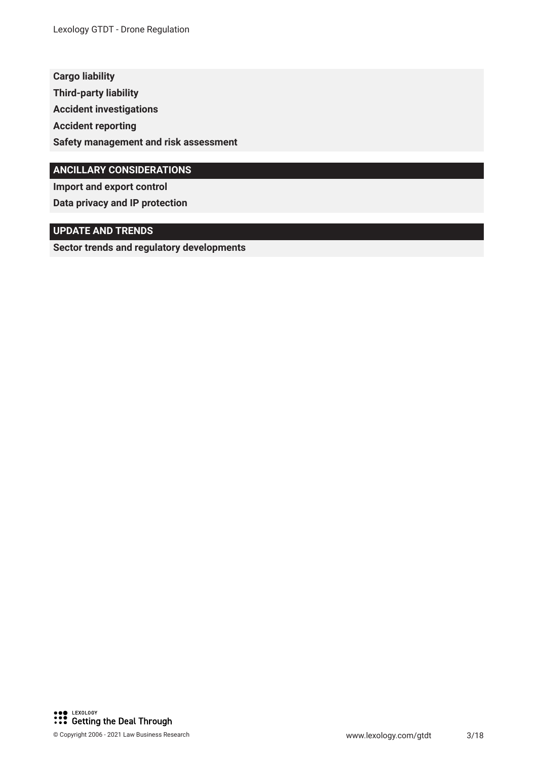**Cargo liability**

**Third-party liability**

**Accident investigations**

**Accident reporting**

**Safety management and risk assessment**

## ANCILLARY CONSIDERATIONS

**Import and export control**

**Data privacy and IP protection**

## UPDATE AND TRENDS

**Sector trends and regulatory developments**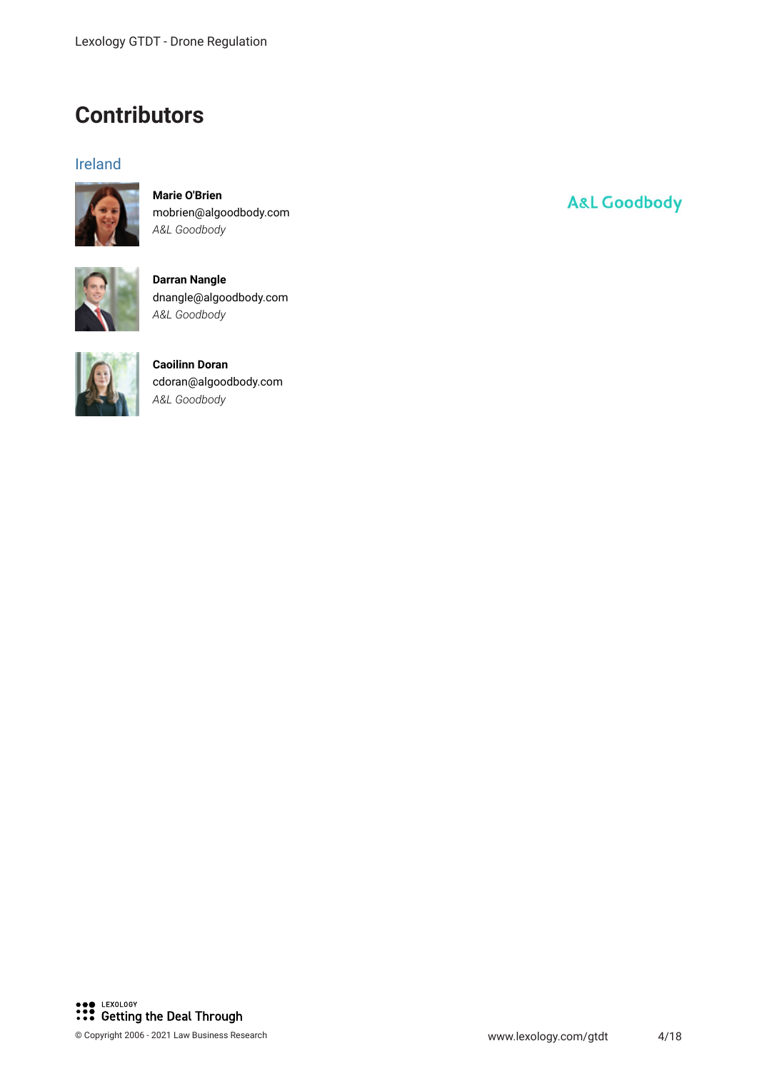# Contributors

## Ireland

**Marie O'Brien**
mobrien@algoodbody.com
*A&L Goodbody*

**Darran Nangle**
dnangle@algoodbody.com
*A&L Goodbody*

**Caoilinn Doran**
cdoran@algoodbody.com
*A&L Goodbody*

A&L Goodbody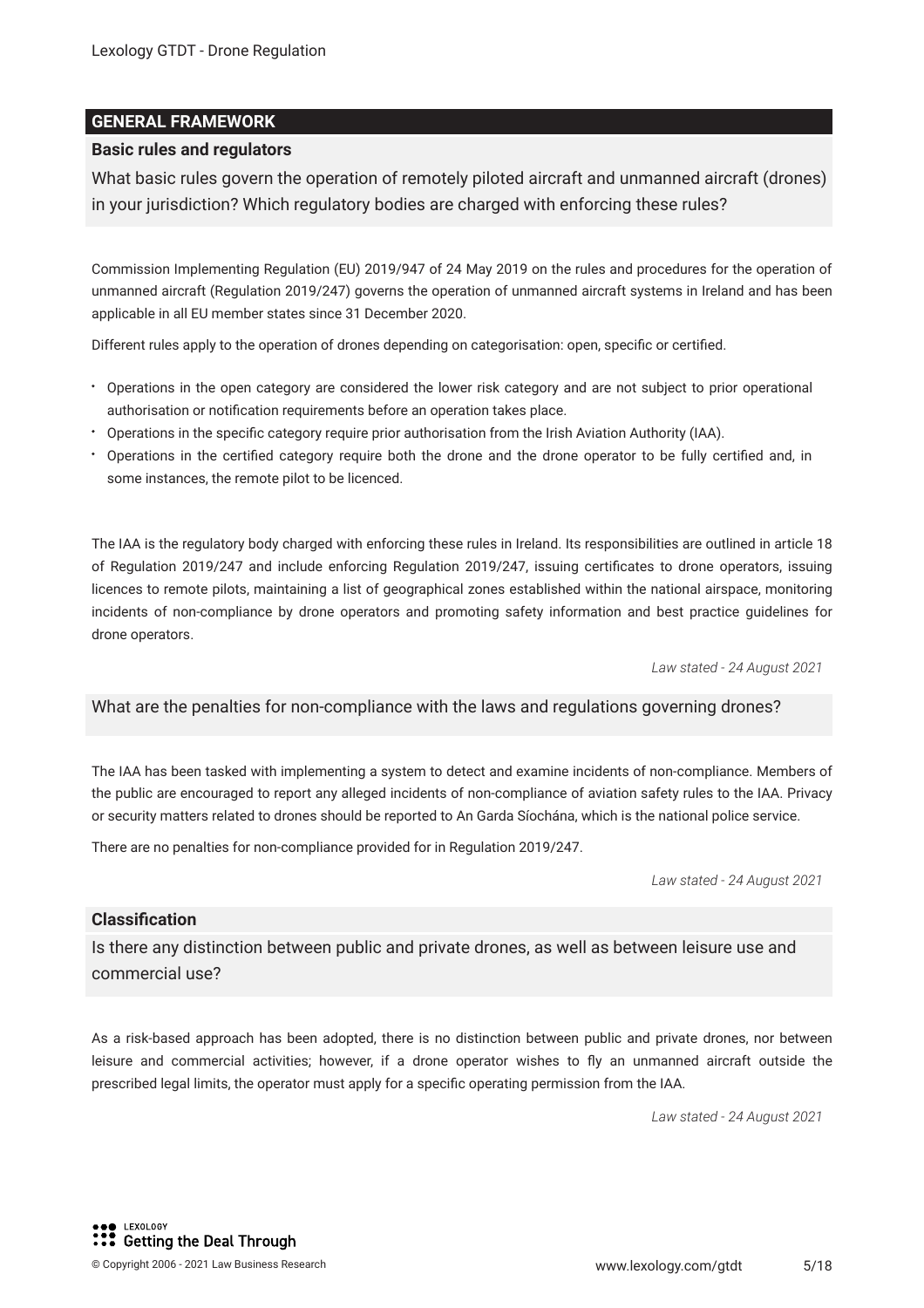## GENERAL FRAMEWORK

### Basic rules and regulators

What basic rules govern the operation of remotely piloted aircraft and unmanned aircraft (drones) in your jurisdiction? Which regulatory bodies are charged with enforcing these rules?

Commission Implementing Regulation (EU) 2019/947 of 24 May 2019 on the rules and procedures for the operation of unmanned aircraft (Regulation 2019/247) governs the operation of unmanned aircraft systems in Ireland and has been applicable in all EU member states since 31 December 2020.

Different rules apply to the operation of drones depending on categorisation: open, specific or certified.

- Operations in the open category are considered the lower risk category and are not subject to prior operational authorisation or notification requirements before an operation takes place.
- Operations in the specific category require prior authorisation from the Irish Aviation Authority (IAA).
- Operations in the certified category require both the drone and the drone operator to be fully certified and, in some instances, the remote pilot to be licenced.

The IAA is the regulatory body charged with enforcing these rules in Ireland. Its responsibilities are outlined in article 18 of Regulation 2019/247 and include enforcing Regulation 2019/247, issuing certificates to drone operators, issuing licences to remote pilots, maintaining a list of geographical zones established within the national airspace, monitoring incidents of non-compliance by drone operators and promoting safety information and best practice guidelines for drone operators.

*Law stated - 24 August 2021*

What are the penalties for non-compliance with the laws and regulations governing drones?

The IAA has been tasked with implementing a system to detect and examine incidents of non-compliance. Members of the public are encouraged to report any alleged incidents of non-compliance of aviation safety rules to the IAA. Privacy or security matters related to drones should be reported to An Garda Síochána, which is the national police service.

There are no penalties for non-compliance provided for in Regulation 2019/247.

*Law stated - 24 August 2021*

### Classification

Is there any distinction between public and private drones, as well as between leisure use and commercial use?

As a risk-based approach has been adopted, there is no distinction between public and private drones, nor between leisure and commercial activities; however, if a drone operator wishes to fly an unmanned aircraft outside the prescribed legal limits, the operator must apply for a specific operating permission from the IAA.

*Law stated - 24 August 2021*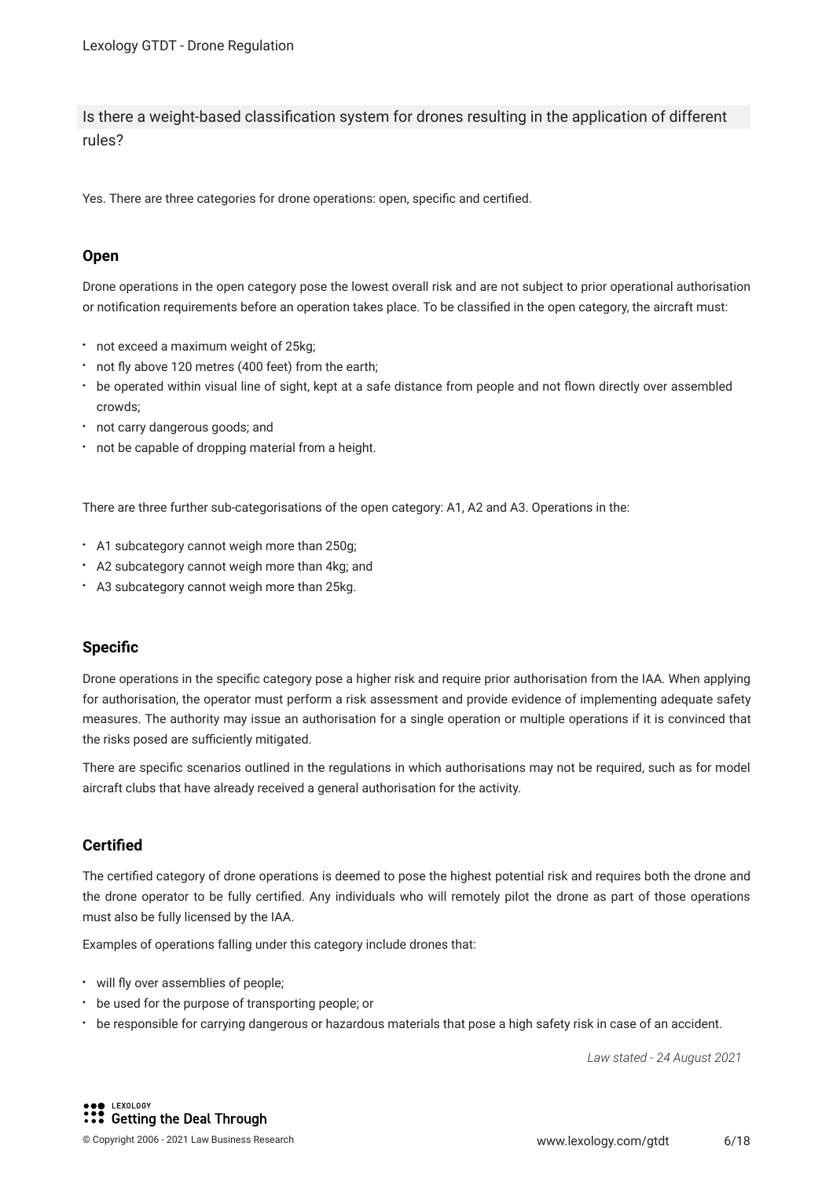## Is there a weight-based classification system for drones resulting in the application of different rules?

Yes. There are three categories for drone operations: open, specific and certified.

### Open

Drone operations in the open category pose the lowest overall risk and are not subject to prior operational authorisation or notification requirements before an operation takes place. To be classified in the open category, the aircraft must:

- not exceed a maximum weight of 25kg;
- not fly above 120 metres (400 feet) from the earth;
- be operated within visual line of sight, kept at a safe distance from people and not flown directly over assembled crowds;
- not carry dangerous goods; and
- not be capable of dropping material from a height.

There are three further sub-categorisations of the open category: A1, A2 and A3. Operations in the:

- A1 subcategory cannot weigh more than 250g;
- A2 subcategory cannot weigh more than 4kg; and
- A3 subcategory cannot weigh more than 25kg.

### Specific

Drone operations in the specific category pose a higher risk and require prior authorisation from the IAA. When applying for authorisation, the operator must perform a risk assessment and provide evidence of implementing adequate safety measures. The authority may issue an authorisation for a single operation or multiple operations if it is convinced that the risks posed are sufficiently mitigated.

There are specific scenarios outlined in the regulations in which authorisations may not be required, such as for model aircraft clubs that have already received a general authorisation for the activity.

### Certified

The certified category of drone operations is deemed to pose the highest potential risk and requires both the drone and the drone operator to be fully certified. Any individuals who will remotely pilot the drone as part of those operations must also be fully licensed by the IAA.

Examples of operations falling under this category include drones that:

- will fly over assemblies of people;
- be used for the purpose of transporting people; or
- be responsible for carrying dangerous or hazardous materials that pose a high safety risk in case of an accident.

*Law stated - 24 August 2021*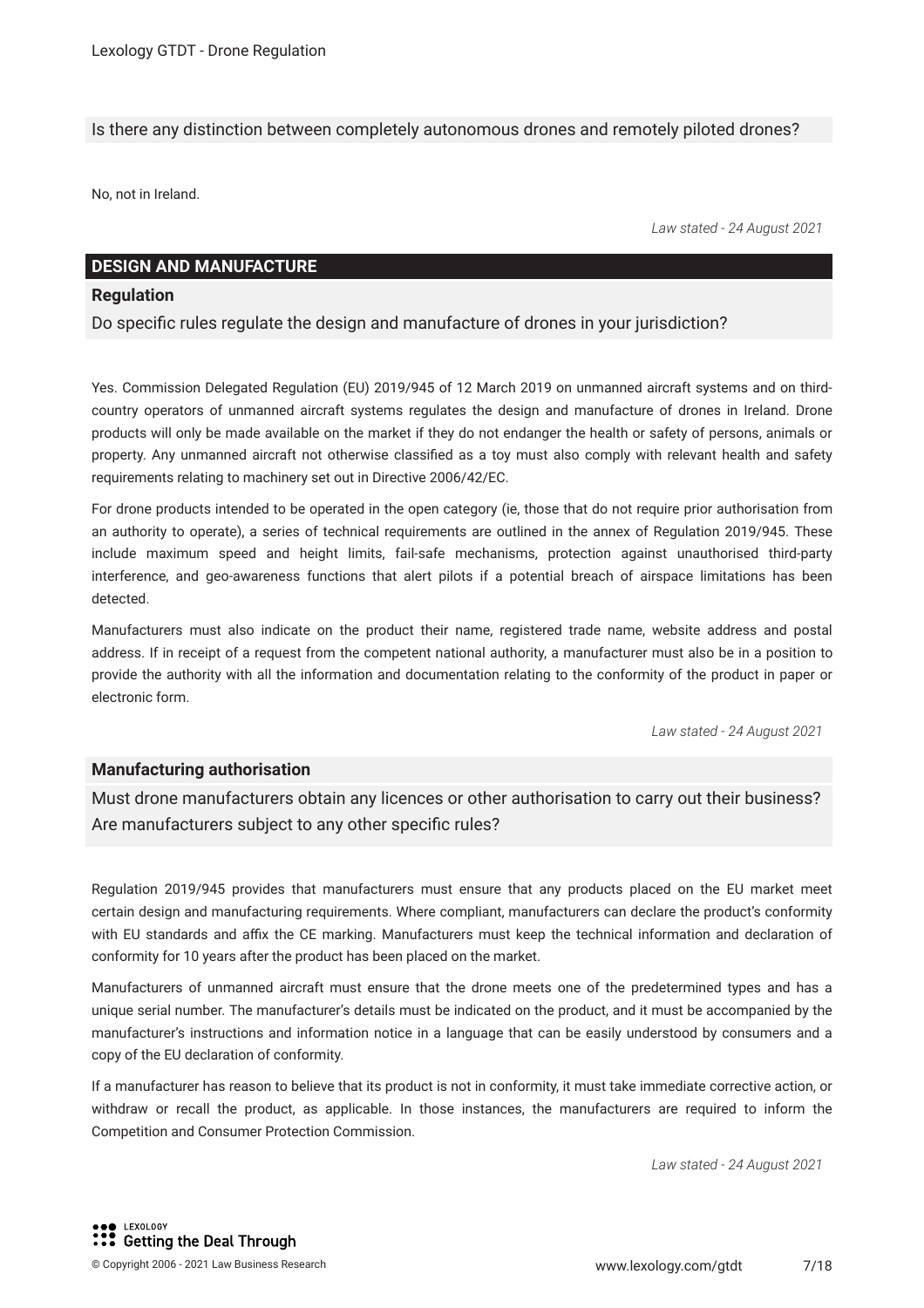Is there any distinction between completely autonomous drones and remotely piloted drones?

No, not in Ireland.

*Law stated - 24 August 2021*

## DESIGN AND MANUFACTURE

### Regulation

Do specific rules regulate the design and manufacture of drones in your jurisdiction?

Yes. Commission Delegated Regulation (EU) 2019/945 of 12 March 2019 on unmanned aircraft systems and on third-country operators of unmanned aircraft systems regulates the design and manufacture of drones in Ireland. Drone products will only be made available on the market if they do not endanger the health or safety of persons, animals or property. Any unmanned aircraft not otherwise classified as a toy must also comply with relevant health and safety requirements relating to machinery set out in Directive 2006/42/EC.

For drone products intended to be operated in the open category (ie, those that do not require prior authorisation from an authority to operate), a series of technical requirements are outlined in the annex of Regulation 2019/945. These include maximum speed and height limits, fail-safe mechanisms, protection against unauthorised third-party interference, and geo-awareness functions that alert pilots if a potential breach of airspace limitations has been detected.

Manufacturers must also indicate on the product their name, registered trade name, website address and postal address. If in receipt of a request from the competent national authority, a manufacturer must also be in a position to provide the authority with all the information and documentation relating to the conformity of the product in paper or electronic form.

*Law stated - 24 August 2021*

### Manufacturing authorisation

Must drone manufacturers obtain any licences or other authorisation to carry out their business? Are manufacturers subject to any other specific rules?

Regulation 2019/945 provides that manufacturers must ensure that any products placed on the EU market meet certain design and manufacturing requirements. Where compliant, manufacturers can declare the product's conformity with EU standards and affix the CE marking. Manufacturers must keep the technical information and declaration of conformity for 10 years after the product has been placed on the market.

Manufacturers of unmanned aircraft must ensure that the drone meets one of the predetermined types and has a unique serial number. The manufacturer's details must be indicated on the product, and it must be accompanied by the manufacturer's instructions and information notice in a language that can be easily understood by consumers and a copy of the EU declaration of conformity.

If a manufacturer has reason to believe that its product is not in conformity, it must take immediate corrective action, or withdraw or recall the product, as applicable. In those instances, the manufacturers are required to inform the Competition and Consumer Protection Commission.

*Law stated - 24 August 2021*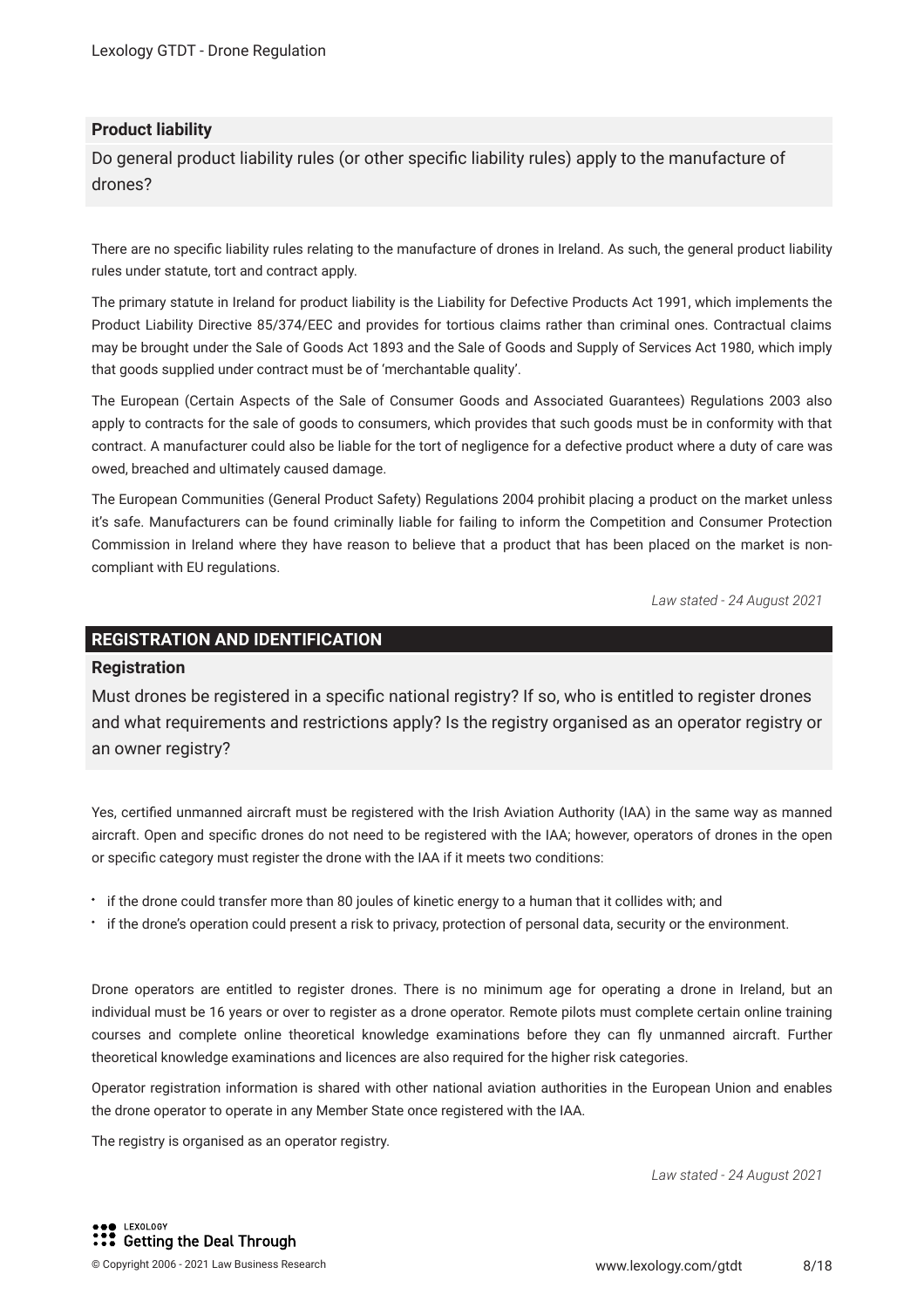### Product liability

Do general product liability rules (or other specific liability rules) apply to the manufacture of drones?

There are no specific liability rules relating to the manufacture of drones in Ireland. As such, the general product liability rules under statute, tort and contract apply.

The primary statute in Ireland for product liability is the Liability for Defective Products Act 1991, which implements the Product Liability Directive 85/374/EEC and provides for tortious claims rather than criminal ones. Contractual claims may be brought under the Sale of Goods Act 1893 and the Sale of Goods and Supply of Services Act 1980, which imply that goods supplied under contract must be of 'merchantable quality'.

The European (Certain Aspects of the Sale of Consumer Goods and Associated Guarantees) Regulations 2003 also apply to contracts for the sale of goods to consumers, which provides that such goods must be in conformity with that contract. A manufacturer could also be liable for the tort of negligence for a defective product where a duty of care was owed, breached and ultimately caused damage.

The European Communities (General Product Safety) Regulations 2004 prohibit placing a product on the market unless it's safe. Manufacturers can be found criminally liable for failing to inform the Competition and Consumer Protection Commission in Ireland where they have reason to believe that a product that has been placed on the market is non-compliant with EU regulations.

*Law stated - 24 August 2021*

## REGISTRATION AND IDENTIFICATION

### Registration

Must drones be registered in a specific national registry? If so, who is entitled to register drones and what requirements and restrictions apply? Is the registry organised as an operator registry or an owner registry?

Yes, certified unmanned aircraft must be registered with the Irish Aviation Authority (IAA) in the same way as manned aircraft. Open and specific drones do not need to be registered with the IAA; however, operators of drones in the open or specific category must register the drone with the IAA if it meets two conditions:

- if the drone could transfer more than 80 joules of kinetic energy to a human that it collides with; and
- if the drone's operation could present a risk to privacy, protection of personal data, security or the environment.

Drone operators are entitled to register drones. There is no minimum age for operating a drone in Ireland, but an individual must be 16 years or over to register as a drone operator. Remote pilots must complete certain online training courses and complete online theoretical knowledge examinations before they can fly unmanned aircraft. Further theoretical knowledge examinations and licences are also required for the higher risk categories.

Operator registration information is shared with other national aviation authorities in the European Union and enables the drone operator to operate in any Member State once registered with the IAA.

The registry is organised as an operator registry.

*Law stated - 24 August 2021*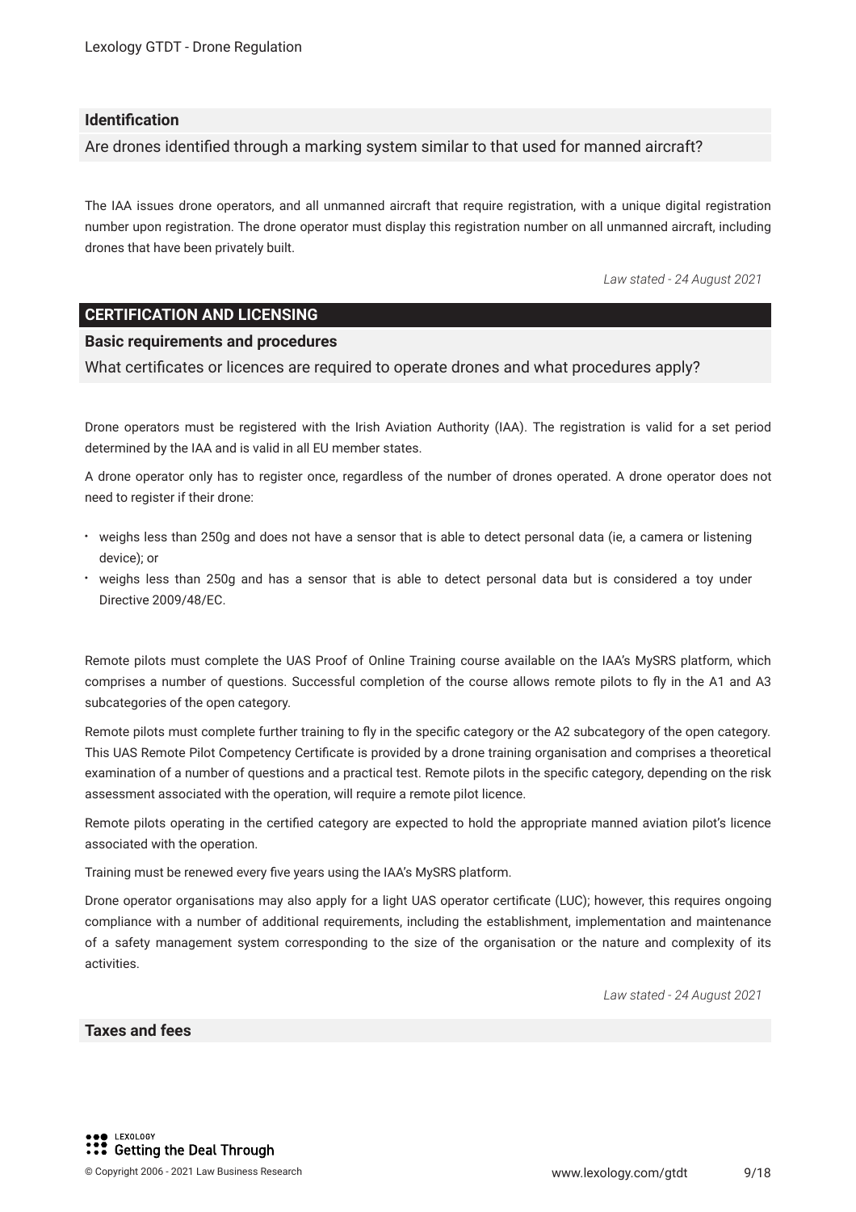### Identification

Are drones identified through a marking system similar to that used for manned aircraft?

The IAA issues drone operators, and all unmanned aircraft that require registration, with a unique digital registration number upon registration. The drone operator must display this registration number on all unmanned aircraft, including drones that have been privately built.

*Law stated - 24 August 2021*

## CERTIFICATION AND LICENSING

### Basic requirements and procedures

What certificates or licences are required to operate drones and what procedures apply?

Drone operators must be registered with the Irish Aviation Authority (IAA). The registration is valid for a set period determined by the IAA and is valid in all EU member states.

A drone operator only has to register once, regardless of the number of drones operated. A drone operator does not need to register if their drone:

- weighs less than 250g and does not have a sensor that is able to detect personal data (ie, a camera or listening device); or
- weighs less than 250g and has a sensor that is able to detect personal data but is considered a toy under Directive 2009/48/EC.

Remote pilots must complete the UAS Proof of Online Training course available on the IAA's MySRS platform, which comprises a number of questions. Successful completion of the course allows remote pilots to fly in the A1 and A3 subcategories of the open category.

Remote pilots must complete further training to fly in the specific category or the A2 subcategory of the open category. This UAS Remote Pilot Competency Certificate is provided by a drone training organisation and comprises a theoretical examination of a number of questions and a practical test. Remote pilots in the specific category, depending on the risk assessment associated with the operation, will require a remote pilot licence.

Remote pilots operating in the certified category are expected to hold the appropriate manned aviation pilot's licence associated with the operation.

Training must be renewed every five years using the IAA's MySRS platform.

Drone operator organisations may also apply for a light UAS operator certificate (LUC); however, this requires ongoing compliance with a number of additional requirements, including the establishment, implementation and maintenance of a safety management system corresponding to the size of the organisation or the nature and complexity of its activities.

*Law stated - 24 August 2021*

### Taxes and fees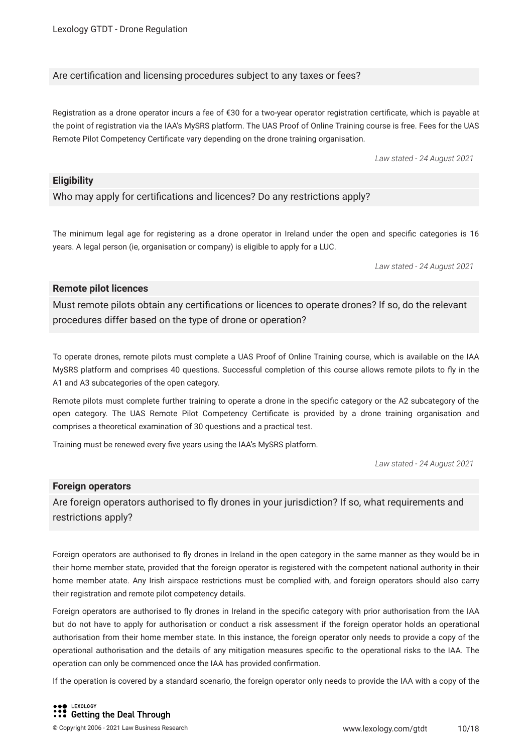Are certification and licensing procedures subject to any taxes or fees?

Registration as a drone operator incurs a fee of €30 for a two-year operator registration certificate, which is payable at the point of registration via the IAA's MySRS platform. The UAS Proof of Online Training course is free. Fees for the UAS Remote Pilot Competency Certificate vary depending on the drone training organisation.

*Law stated - 24 August 2021*

### Eligibility

Who may apply for certifications and licences? Do any restrictions apply?

The minimum legal age for registering as a drone operator in Ireland under the open and specific categories is 16 years. A legal person (ie, organisation or company) is eligible to apply for a LUC.

*Law stated - 24 August 2021*

### Remote pilot licences

Must remote pilots obtain any certifications or licences to operate drones? If so, do the relevant procedures differ based on the type of drone or operation?

To operate drones, remote pilots must complete a UAS Proof of Online Training course, which is available on the IAA MySRS platform and comprises 40 questions. Successful completion of this course allows remote pilots to fly in the A1 and A3 subcategories of the open category.

Remote pilots must complete further training to operate a drone in the specific category or the A2 subcategory of the open category. The UAS Remote Pilot Competency Certificate is provided by a drone training organisation and comprises a theoretical examination of 30 questions and a practical test.

Training must be renewed every five years using the IAA's MySRS platform.

*Law stated - 24 August 2021*

### Foreign operators

Are foreign operators authorised to fly drones in your jurisdiction? If so, what requirements and restrictions apply?

Foreign operators are authorised to fly drones in Ireland in the open category in the same manner as they would be in their home member state, provided that the foreign operator is registered with the competent national authority in their home member atate. Any Irish airspace restrictions must be complied with, and foreign operators should also carry their registration and remote pilot competency details.

Foreign operators are authorised to fly drones in Ireland in the specific category with prior authorisation from the IAA but do not have to apply for authorisation or conduct a risk assessment if the foreign operator holds an operational authorisation from their home member state. In this instance, the foreign operator only needs to provide a copy of the operational authorisation and the details of any mitigation measures specific to the operational risks to the IAA. The operation can only be commenced once the IAA has provided confirmation.

If the operation is covered by a standard scenario, the foreign operator only needs to provide the IAA with a copy of the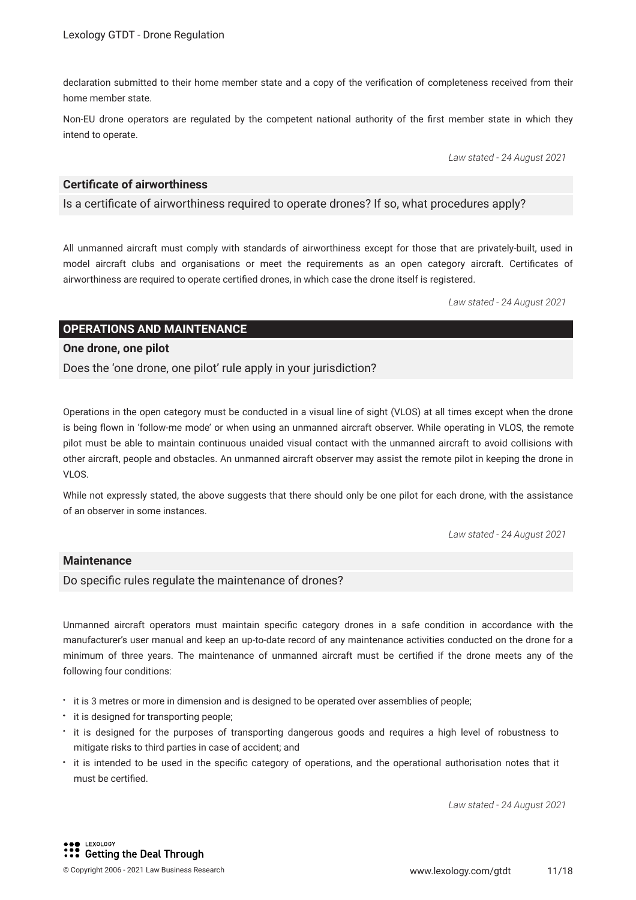declaration submitted to their home member state and a copy of the verification of completeness received from their home member state.

Non-EU drone operators are regulated by the competent national authority of the first member state in which they intend to operate.

*Law stated - 24 August 2021*

### Certificate of airworthiness

Is a certificate of airworthiness required to operate drones? If so, what procedures apply?

All unmanned aircraft must comply with standards of airworthiness except for those that are privately-built, used in model aircraft clubs and organisations or meet the requirements as an open category aircraft. Certificates of airworthiness are required to operate certified drones, in which case the drone itself is registered.

*Law stated - 24 August 2021*

## OPERATIONS AND MAINTENANCE

### One drone, one pilot

Does the 'one drone, one pilot' rule apply in your jurisdiction?

Operations in the open category must be conducted in a visual line of sight (VLOS) at all times except when the drone is being flown in 'follow-me mode' or when using an unmanned aircraft observer. While operating in VLOS, the remote pilot must be able to maintain continuous unaided visual contact with the unmanned aircraft to avoid collisions with other aircraft, people and obstacles. An unmanned aircraft observer may assist the remote pilot in keeping the drone in VLOS.

While not expressly stated, the above suggests that there should only be one pilot for each drone, with the assistance of an observer in some instances.

*Law stated - 24 August 2021*

### Maintenance

Do specific rules regulate the maintenance of drones?

Unmanned aircraft operators must maintain specific category drones in a safe condition in accordance with the manufacturer's user manual and keep an up-to-date record of any maintenance activities conducted on the drone for a minimum of three years. The maintenance of unmanned aircraft must be certified if the drone meets any of the following four conditions:

- it is 3 metres or more in dimension and is designed to be operated over assemblies of people;
- it is designed for transporting people;
- it is designed for the purposes of transporting dangerous goods and requires a high level of robustness to mitigate risks to third parties in case of accident; and
- it is intended to be used in the specific category of operations, and the operational authorisation notes that it must be certified.

*Law stated - 24 August 2021*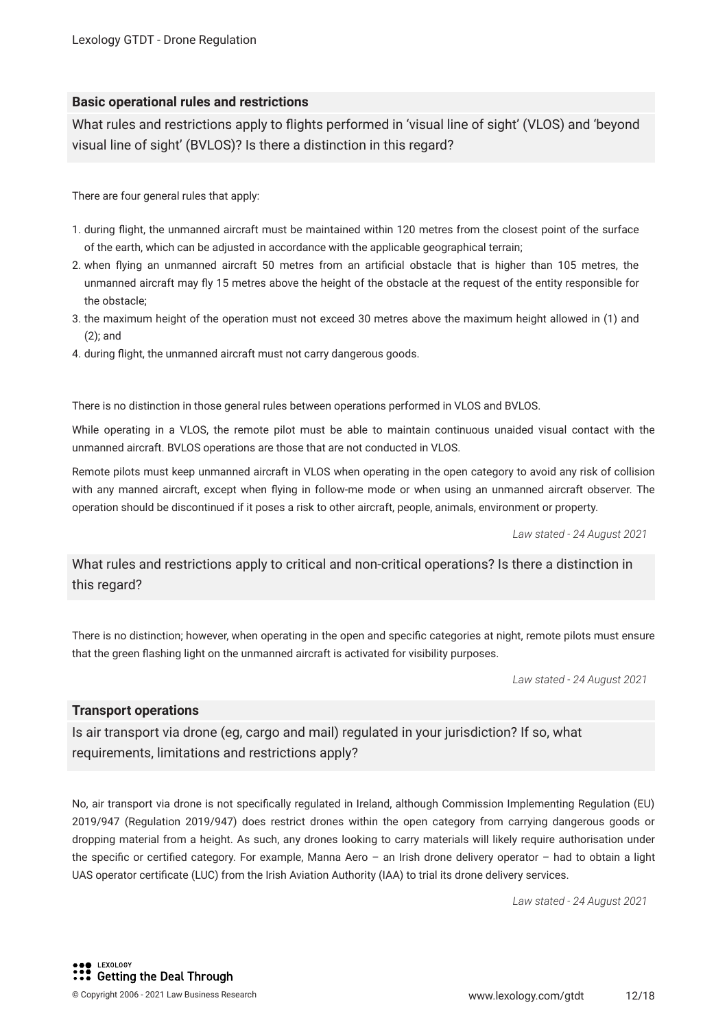## Basic operational rules and restrictions

### What rules and restrictions apply to flights performed in 'visual line of sight' (VLOS) and 'beyond visual line of sight' (BVLOS)? Is there a distinction in this regard?

There are four general rules that apply:

1. during flight, the unmanned aircraft must be maintained within 120 metres from the closest point of the surface of the earth, which can be adjusted in accordance with the applicable geographical terrain;
2. when flying an unmanned aircraft 50 metres from an artificial obstacle that is higher than 105 metres, the unmanned aircraft may fly 15 metres above the height of the obstacle at the request of the entity responsible for the obstacle;
3. the maximum height of the operation must not exceed 30 metres above the maximum height allowed in (1) and (2); and
4. during flight, the unmanned aircraft must not carry dangerous goods.

There is no distinction in those general rules between operations performed in VLOS and BVLOS.

While operating in a VLOS, the remote pilot must be able to maintain continuous unaided visual contact with the unmanned aircraft. BVLOS operations are those that are not conducted in VLOS.

Remote pilots must keep unmanned aircraft in VLOS when operating in the open category to avoid any risk of collision with any manned aircraft, except when flying in follow-me mode or when using an unmanned aircraft observer. The operation should be discontinued if it poses a risk to other aircraft, people, animals, environment or property.

*Law stated - 24 August 2021*

### What rules and restrictions apply to critical and non-critical operations? Is there a distinction in this regard?

There is no distinction; however, when operating in the open and specific categories at night, remote pilots must ensure that the green flashing light on the unmanned aircraft is activated for visibility purposes.

*Law stated - 24 August 2021*

## Transport operations

### Is air transport via drone (eg, cargo and mail) regulated in your jurisdiction? If so, what requirements, limitations and restrictions apply?

No, air transport via drone is not specifically regulated in Ireland, although Commission Implementing Regulation (EU) 2019/947 (Regulation 2019/947) does restrict drones within the open category from carrying dangerous goods or dropping material from a height. As such, any drones looking to carry materials will likely require authorisation under the specific or certified category. For example, Manna Aero – an Irish drone delivery operator – had to obtain a light UAS operator certificate (LUC) from the Irish Aviation Authority (IAA) to trial its drone delivery services.

*Law stated - 24 August 2021*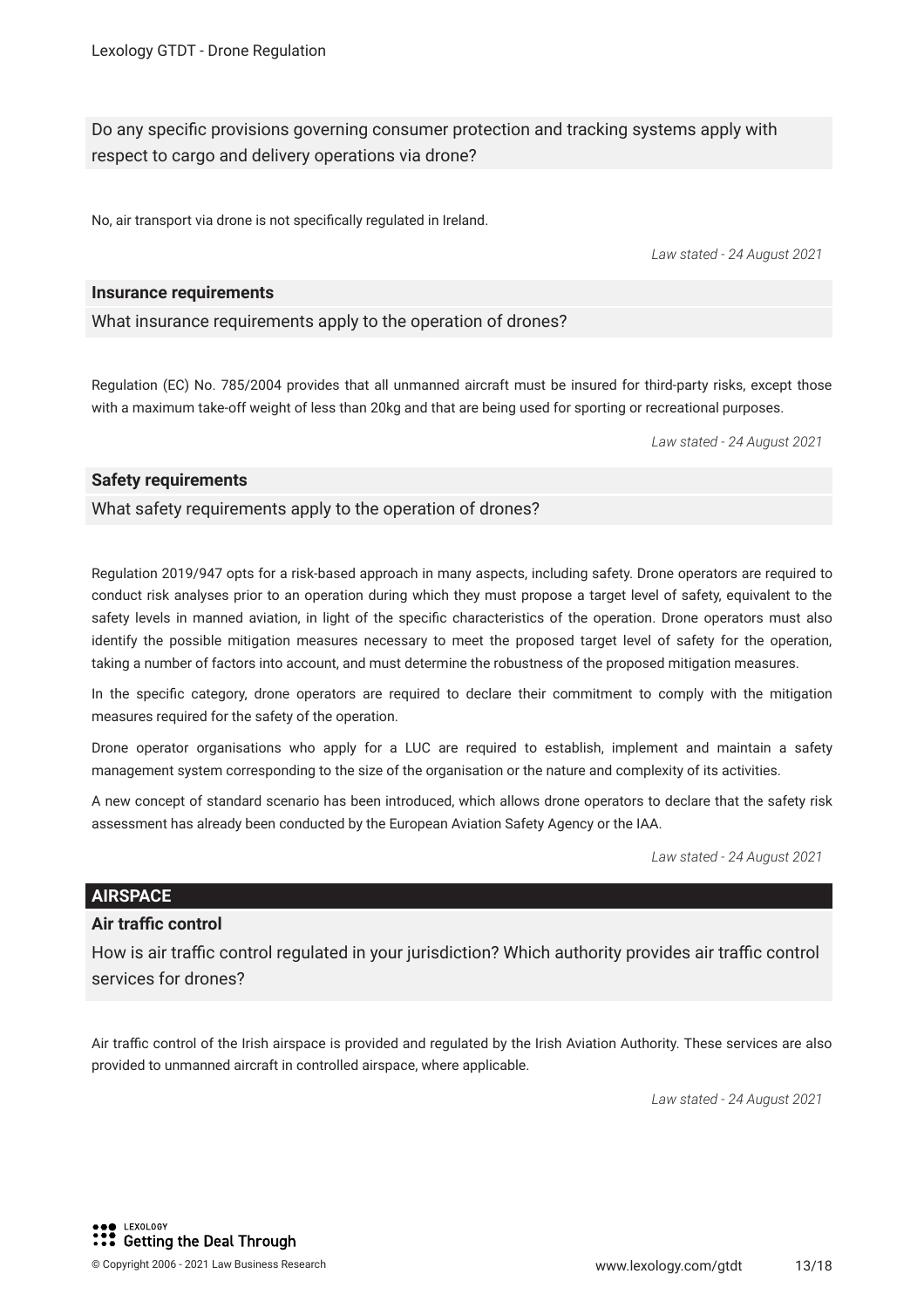Do any specific provisions governing consumer protection and tracking systems apply with respect to cargo and delivery operations via drone?

No, air transport via drone is not specifically regulated in Ireland.

*Law stated - 24 August 2021*

### Insurance requirements

What insurance requirements apply to the operation of drones?

Regulation (EC) No. 785/2004 provides that all unmanned aircraft must be insured for third-party risks, except those with a maximum take-off weight of less than 20kg and that are being used for sporting or recreational purposes.

*Law stated - 24 August 2021*

### Safety requirements

What safety requirements apply to the operation of drones?

Regulation 2019/947 opts for a risk-based approach in many aspects, including safety. Drone operators are required to conduct risk analyses prior to an operation during which they must propose a target level of safety, equivalent to the safety levels in manned aviation, in light of the specific characteristics of the operation. Drone operators must also identify the possible mitigation measures necessary to meet the proposed target level of safety for the operation, taking a number of factors into account, and must determine the robustness of the proposed mitigation measures.

In the specific category, drone operators are required to declare their commitment to comply with the mitigation measures required for the safety of the operation.

Drone operator organisations who apply for a LUC are required to establish, implement and maintain a safety management system corresponding to the size of the organisation or the nature and complexity of its activities.

A new concept of standard scenario has been introduced, which allows drone operators to declare that the safety risk assessment has already been conducted by the European Aviation Safety Agency or the IAA.

*Law stated - 24 August 2021*

## AIRSPACE

### Air traffic control

How is air traffic control regulated in your jurisdiction? Which authority provides air traffic control services for drones?

Air traffic control of the Irish airspace is provided and regulated by the Irish Aviation Authority. These services are also provided to unmanned aircraft in controlled airspace, where applicable.

*Law stated - 24 August 2021*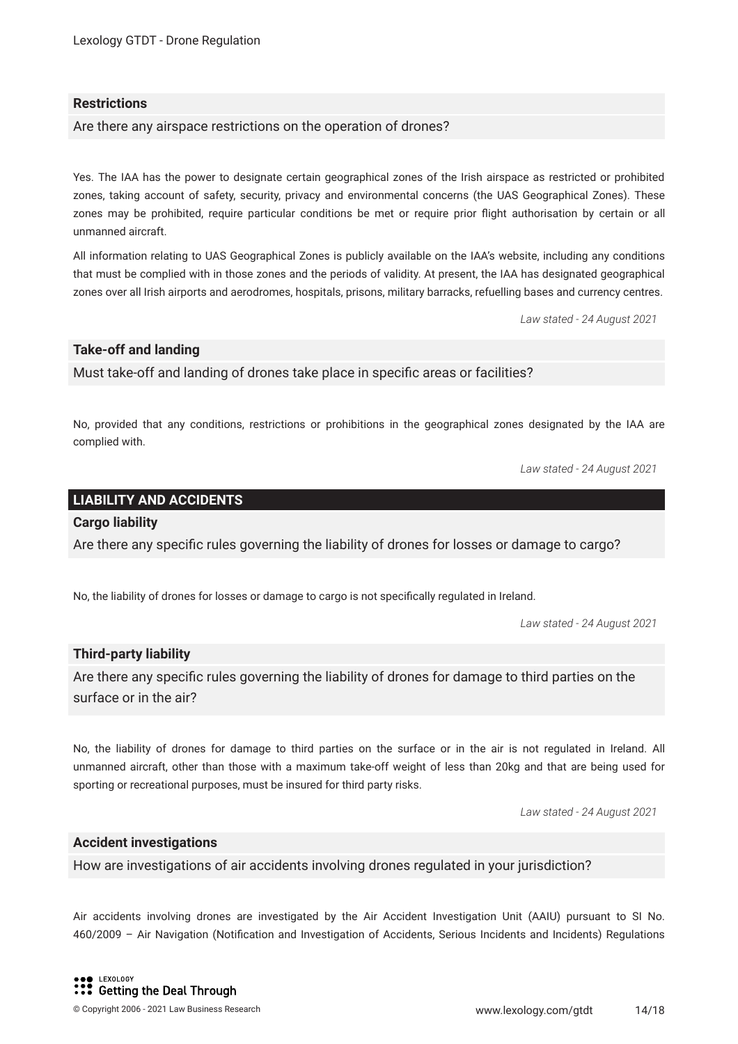### Restrictions

Are there any airspace restrictions on the operation of drones?

Yes. The IAA has the power to designate certain geographical zones of the Irish airspace as restricted or prohibited zones, taking account of safety, security, privacy and environmental concerns (the UAS Geographical Zones). These zones may be prohibited, require particular conditions be met or require prior flight authorisation by certain or all unmanned aircraft.

All information relating to UAS Geographical Zones is publicly available on the IAA's website, including any conditions that must be complied with in those zones and the periods of validity. At present, the IAA has designated geographical zones over all Irish airports and aerodromes, hospitals, prisons, military barracks, refuelling bases and currency centres.

*Law stated - 24 August 2021*

### Take-off and landing

Must take-off and landing of drones take place in specific areas or facilities?

No, provided that any conditions, restrictions or prohibitions in the geographical zones designated by the IAA are complied with.

*Law stated - 24 August 2021*

## LIABILITY AND ACCIDENTS

### Cargo liability

Are there any specific rules governing the liability of drones for losses or damage to cargo?

No, the liability of drones for losses or damage to cargo is not specifically regulated in Ireland.

*Law stated - 24 August 2021*

### Third-party liability

Are there any specific rules governing the liability of drones for damage to third parties on the surface or in the air?

No, the liability of drones for damage to third parties on the surface or in the air is not regulated in Ireland. All unmanned aircraft, other than those with a maximum take-off weight of less than 20kg and that are being used for sporting or recreational purposes, must be insured for third party risks.

*Law stated - 24 August 2021*

### Accident investigations

How are investigations of air accidents involving drones regulated in your jurisdiction?

Air accidents involving drones are investigated by the Air Accident Investigation Unit (AAIU) pursuant to SI No. 460/2009 – Air Navigation (Notification and Investigation of Accidents, Serious Incidents and Incidents) Regulations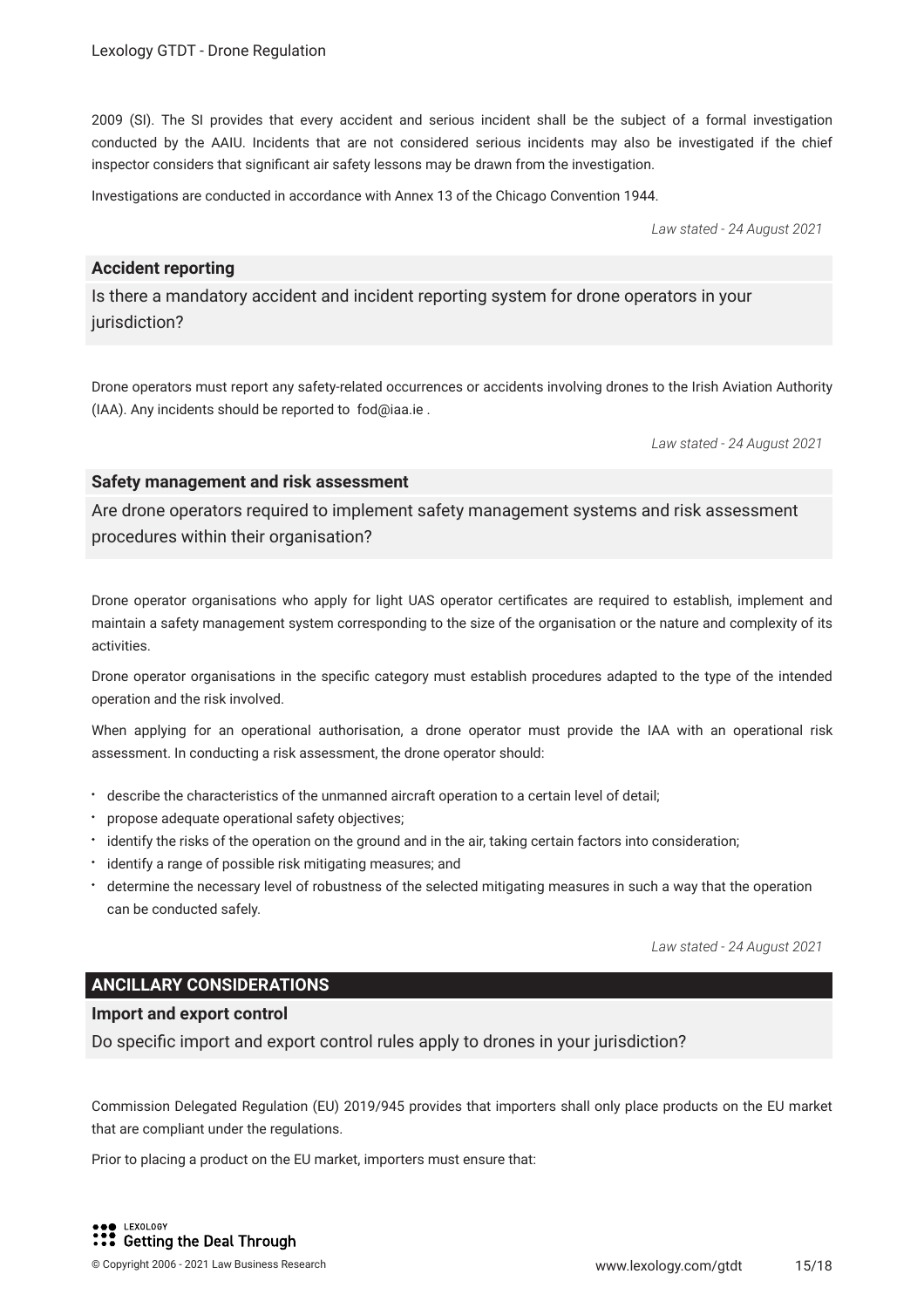2009 (SI). The SI provides that every accident and serious incident shall be the subject of a formal investigation conducted by the AAIU. Incidents that are not considered serious incidents may also be investigated if the chief inspector considers that significant air safety lessons may be drawn from the investigation.

Investigations are conducted in accordance with Annex 13 of the Chicago Convention 1944.

*Law stated - 24 August 2021*

### Accident reporting

Is there a mandatory accident and incident reporting system for drone operators in your jurisdiction?

Drone operators must report any safety-related occurrences or accidents involving drones to the Irish Aviation Authority (IAA). Any incidents should be reported to fod@iaa.ie .

*Law stated - 24 August 2021*

### Safety management and risk assessment

Are drone operators required to implement safety management systems and risk assessment procedures within their organisation?

Drone operator organisations who apply for light UAS operator certificates are required to establish, implement and maintain a safety management system corresponding to the size of the organisation or the nature and complexity of its activities.

Drone operator organisations in the specific category must establish procedures adapted to the type of the intended operation and the risk involved.

When applying for an operational authorisation, a drone operator must provide the IAA with an operational risk assessment. In conducting a risk assessment, the drone operator should:

- describe the characteristics of the unmanned aircraft operation to a certain level of detail;
- propose adequate operational safety objectives;
- identify the risks of the operation on the ground and in the air, taking certain factors into consideration;
- identify a range of possible risk mitigating measures; and
- determine the necessary level of robustness of the selected mitigating measures in such a way that the operation can be conducted safely.

*Law stated - 24 August 2021*

## ANCILLARY CONSIDERATIONS

### Import and export control

Do specific import and export control rules apply to drones in your jurisdiction?

Commission Delegated Regulation (EU) 2019/945 provides that importers shall only place products on the EU market that are compliant under the regulations.

Prior to placing a product on the EU market, importers must ensure that: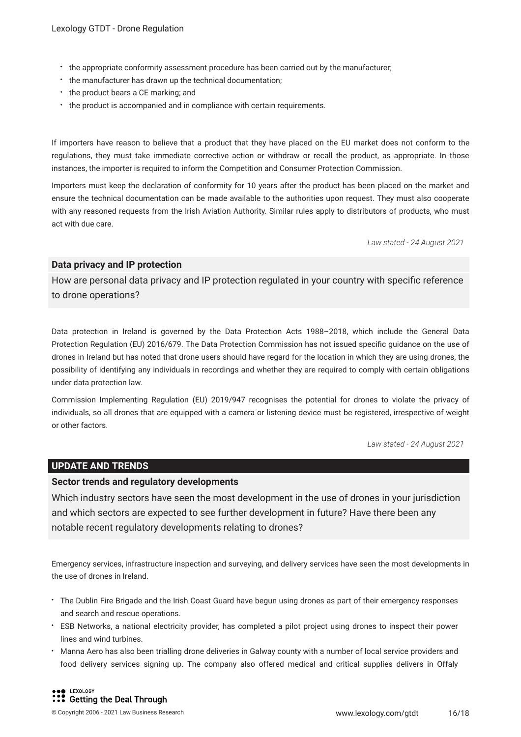- the appropriate conformity assessment procedure has been carried out by the manufacturer;
- the manufacturer has drawn up the technical documentation;
- the product bears a CE marking; and
- the product is accompanied and in compliance with certain requirements.

If importers have reason to believe that a product that they have placed on the EU market does not conform to the regulations, they must take immediate corrective action or withdraw or recall the product, as appropriate. In those instances, the importer is required to inform the Competition and Consumer Protection Commission.

Importers must keep the declaration of conformity for 10 years after the product has been placed on the market and ensure the technical documentation can be made available to the authorities upon request. They must also cooperate with any reasoned requests from the Irish Aviation Authority. Similar rules apply to distributors of products, who must act with due care.

*Law stated - 24 August 2021*

**Data privacy and IP protection**

How are personal data privacy and IP protection regulated in your country with specific reference to drone operations?

Data protection in Ireland is governed by the Data Protection Acts 1988–2018, which include the General Data Protection Regulation (EU) 2016/679. The Data Protection Commission has not issued specific guidance on the use of drones in Ireland but has noted that drone users should have regard for the location in which they are using drones, the possibility of identifying any individuals in recordings and whether they are required to comply with certain obligations under data protection law.

Commission Implementing Regulation (EU) 2019/947 recognises the potential for drones to violate the privacy of individuals, so all drones that are equipped with a camera or listening device must be registered, irrespective of weight or other factors.

*Law stated - 24 August 2021*

## UPDATE AND TRENDS

**Sector trends and regulatory developments**

Which industry sectors have seen the most development in the use of drones in your jurisdiction and which sectors are expected to see further development in future? Have there been any notable recent regulatory developments relating to drones?

Emergency services, infrastructure inspection and surveying, and delivery services have seen the most developments in the use of drones in Ireland.

- The Dublin Fire Brigade and the Irish Coast Guard have begun using drones as part of their emergency responses and search and rescue operations.
- ESB Networks, a national electricity provider, has completed a pilot project using drones to inspect their power lines and wind turbines.
- Manna Aero has also been trialling drone deliveries in Galway county with a number of local service providers and food delivery services signing up. The company also offered medical and critical supplies delivers in Offaly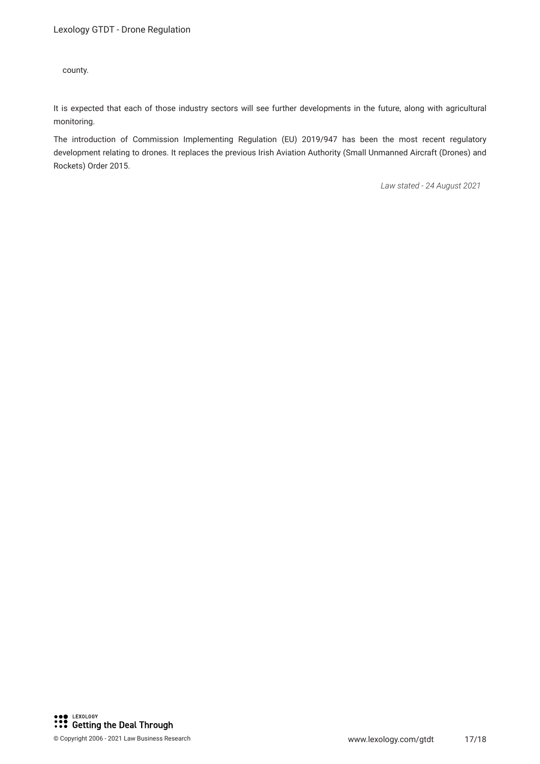county.

It is expected that each of those industry sectors will see further developments in the future, along with agricultural monitoring.

The introduction of Commission Implementing Regulation (EU) 2019/947 has been the most recent regulatory development relating to drones. It replaces the previous Irish Aviation Authority (Small Unmanned Aircraft (Drones) and Rockets) Order 2015.

*Law stated - 24 August 2021*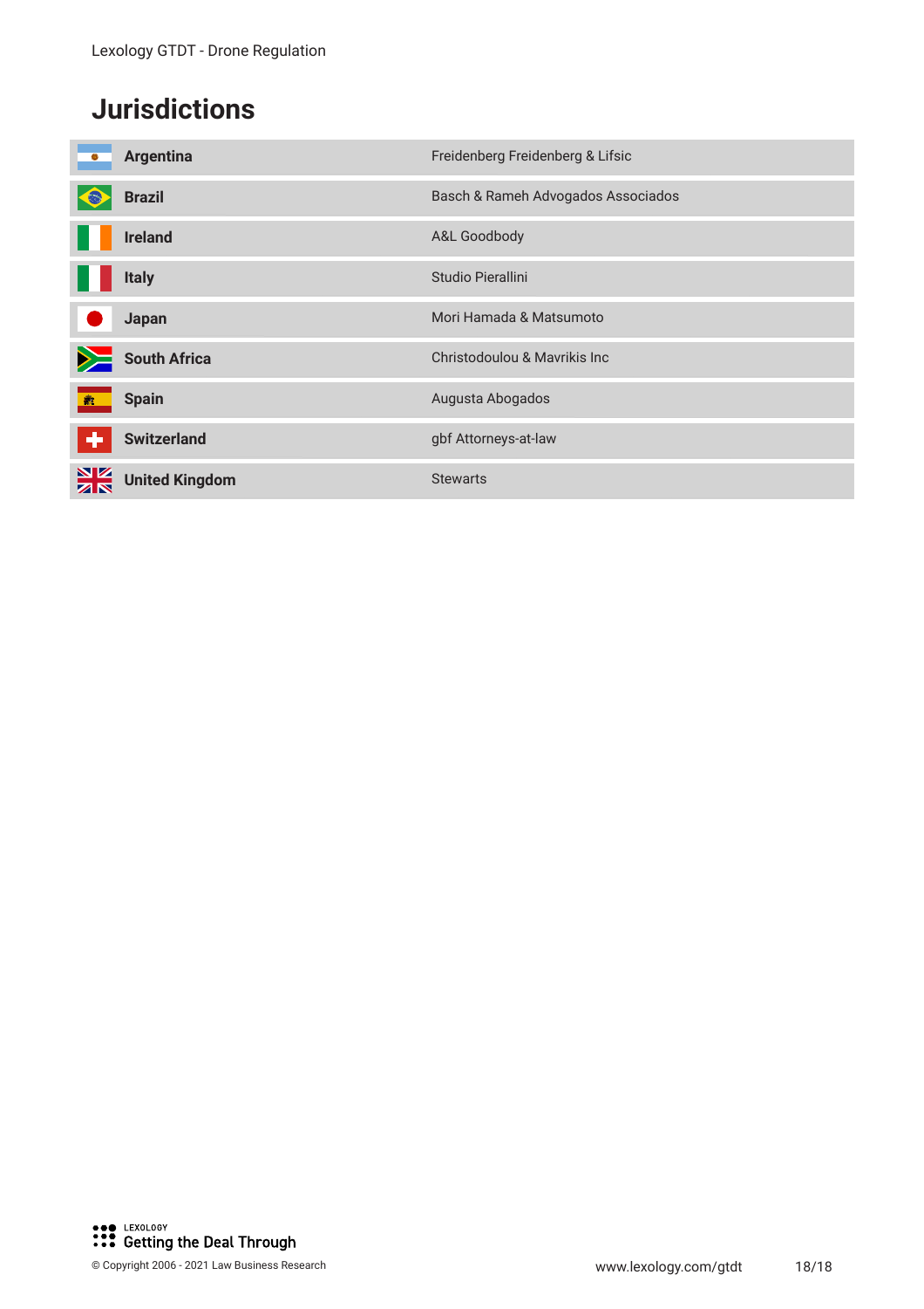# Jurisdictions

| | |
|---|---|
| **Argentina** | Freidenberg Freidenberg & Lifsic |
| **Brazil** | Basch & Rameh Advogados Associados |
| **Ireland** | A&L Goodbody |
| **Italy** | Studio Pierallini |
| **Japan** | Mori Hamada & Matsumoto |
| **South Africa** | Christodoulou & Mavrikis Inc |
| **Spain** | Augusta Abogados |
| **Switzerland** | gbf Attorneys-at-law |
| **United Kingdom** | Stewarts |